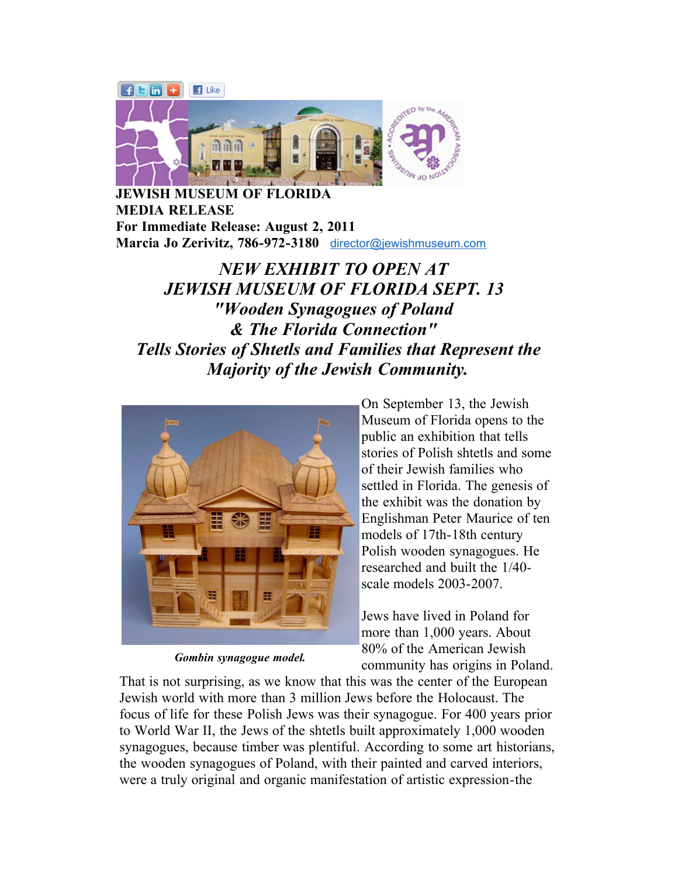**JEWISH MUSEUM OF FLORIDA**
**MEDIA RELEASE**
**For Immediate Release: August 2, 2011**
**Marcia Jo Zerivitz, 786-972-3180** director@jewishmuseum.com

# *NEW EXHIBIT TO OPEN AT JEWISH MUSEUM OF FLORIDA SEPT. 13 "Wooden Synagogues of Poland & The Florida Connection" Tells Stories of Shtetls and Families that Represent the Majority of the Jewish Community.*

***Gombin synagogue model.***

On September 13, the Jewish Museum of Florida opens to the public an exhibition that tells stories of Polish shtetls and some of their Jewish families who settled in Florida. The genesis of the exhibit was the donation by Englishman Peter Maurice of ten models of 17th-18th century Polish wooden synagogues. He researched and built the 1/40-scale models 2003-2007.

Jews have lived in Poland for more than 1,000 years. About 80% of the American Jewish community has origins in Poland. That is not surprising, as we know that this was the center of the European Jewish world with more than 3 million Jews before the Holocaust. The focus of life for these Polish Jews was their synagogue. For 400 years prior to World War II, the Jews of the shtetls built approximately 1,000 wooden synagogues, because timber was plentiful. According to some art historians, the wooden synagogues of Poland, with their painted and carved interiors, were a truly original and organic manifestation of artistic expression-the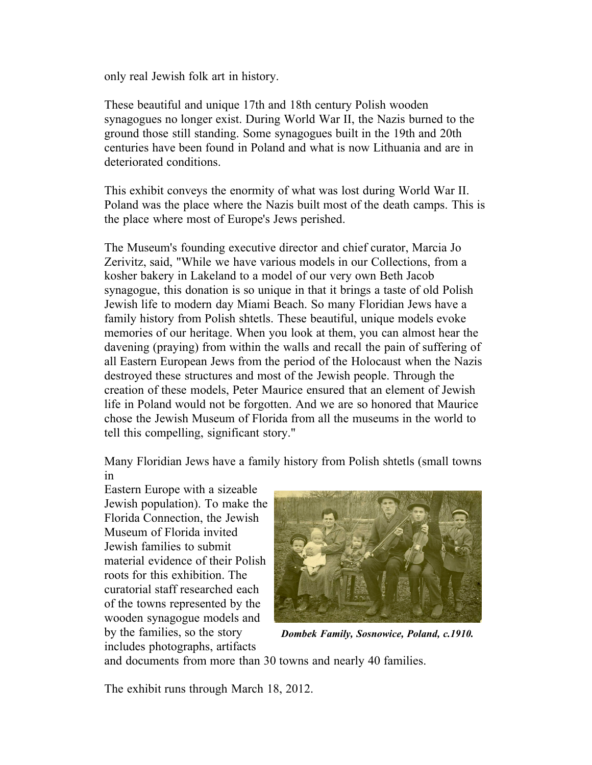only real Jewish folk art in history.

These beautiful and unique 17th and 18th century Polish wooden synagogues no longer exist. During World War II, the Nazis burned to the ground those still standing. Some synagogues built in the 19th and 20th centuries have been found in Poland and what is now Lithuania and are in deteriorated conditions.

This exhibit conveys the enormity of what was lost during World War II. Poland was the place where the Nazis built most of the death camps. This is the place where most of Europe's Jews perished.

The Museum's founding executive director and chief curator, Marcia Jo Zerivitz, said, "While we have various models in our Collections, from a kosher bakery in Lakeland to a model of our very own Beth Jacob synagogue, this donation is so unique in that it brings a taste of old Polish Jewish life to modern day Miami Beach. So many Floridian Jews have a family history from Polish shtetls. These beautiful, unique models evoke memories of our heritage. When you look at them, you can almost hear the davening (praying) from within the walls and recall the pain of suffering of all Eastern European Jews from the period of the Holocaust when the Nazis destroyed these structures and most of the Jewish people. Through the creation of these models, Peter Maurice ensured that an element of Jewish life in Poland would not be forgotten. And we are so honored that Maurice chose the Jewish Museum of Florida from all the museums in the world to tell this compelling, significant story."

Many Floridian Jews have a family history from Polish shtetls (small towns in Eastern Europe with a sizeable Jewish population). To make the Florida Connection, the Jewish Museum of Florida invited Jewish families to submit material evidence of their Polish roots for this exhibition. The curatorial staff researched each of the towns represented by the wooden synagogue models and by the families, so the story includes photographs, artifacts and documents from more than 30 towns and nearly 40 families.

***Dombek Family, Sosnowice, Poland, c.1910.***

The exhibit runs through March 18, 2012.